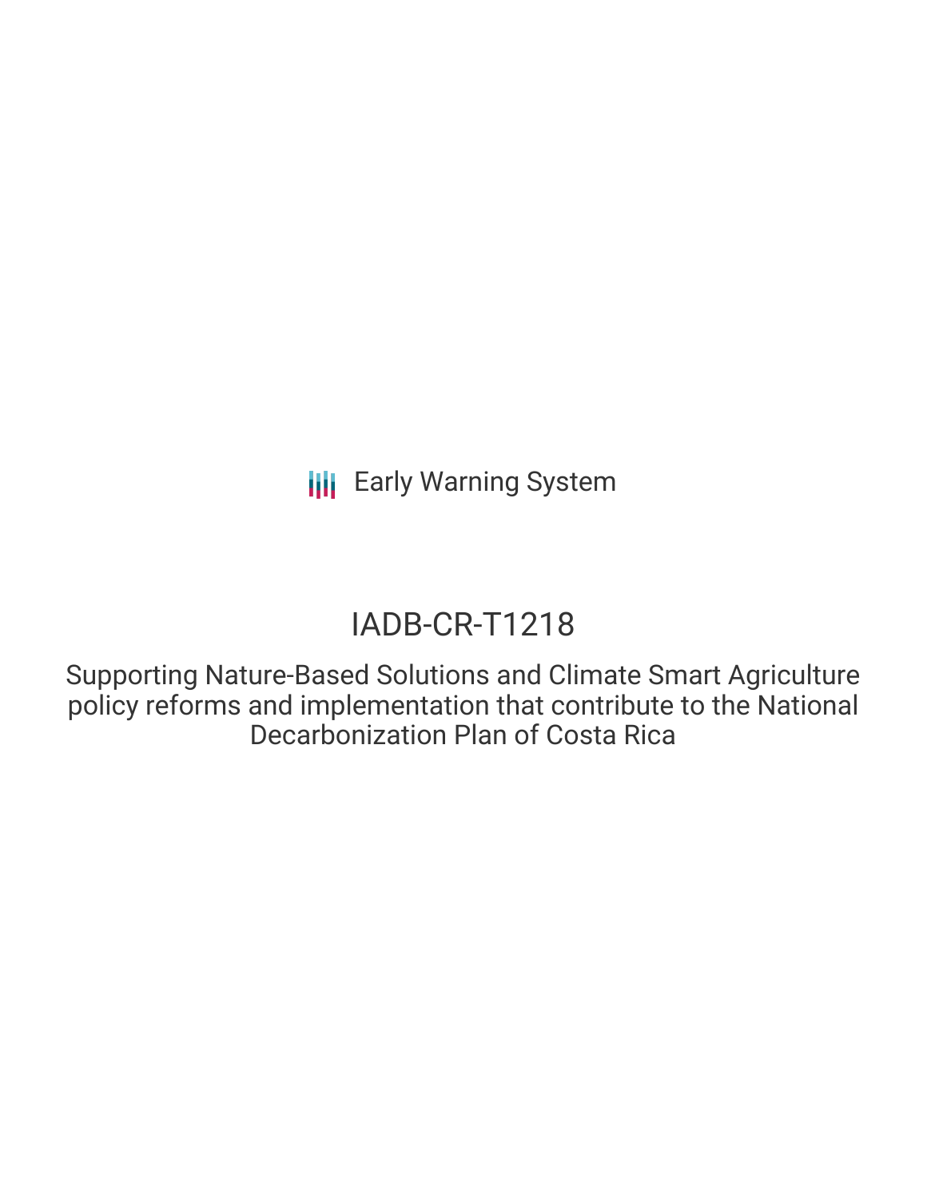Early Warning System

# IADB-CR-T1218

Supporting Nature-Based Solutions and Climate Smart Agriculture policy reforms and implementation that contribute to the National Decarbonization Plan of Costa Rica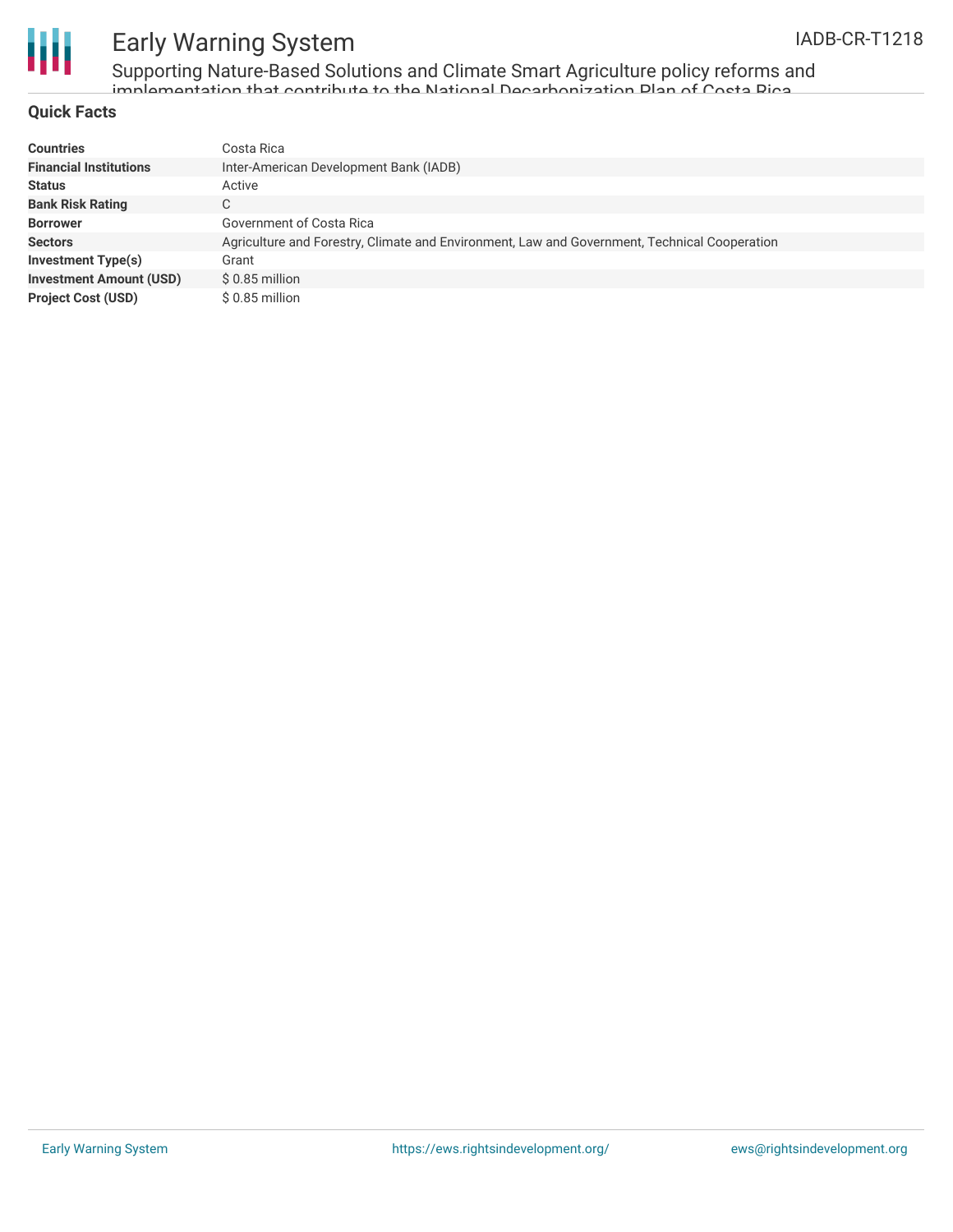## Quick Facts

| | |
|---|---|
| **Countries** | Costa Rica |
| **Financial Institutions** | Inter-American Development Bank (IADB) |
| **Status** | Active |
| **Bank Risk Rating** | C |
| **Borrower** | Government of Costa Rica |
| **Sectors** | Agriculture and Forestry, Climate and Environment, Law and Government, Technical Cooperation |
| **Investment Type(s)** | Grant |
| **Investment Amount (USD)** | $ 0.85 million |
| **Project Cost (USD)** | $ 0.85 million |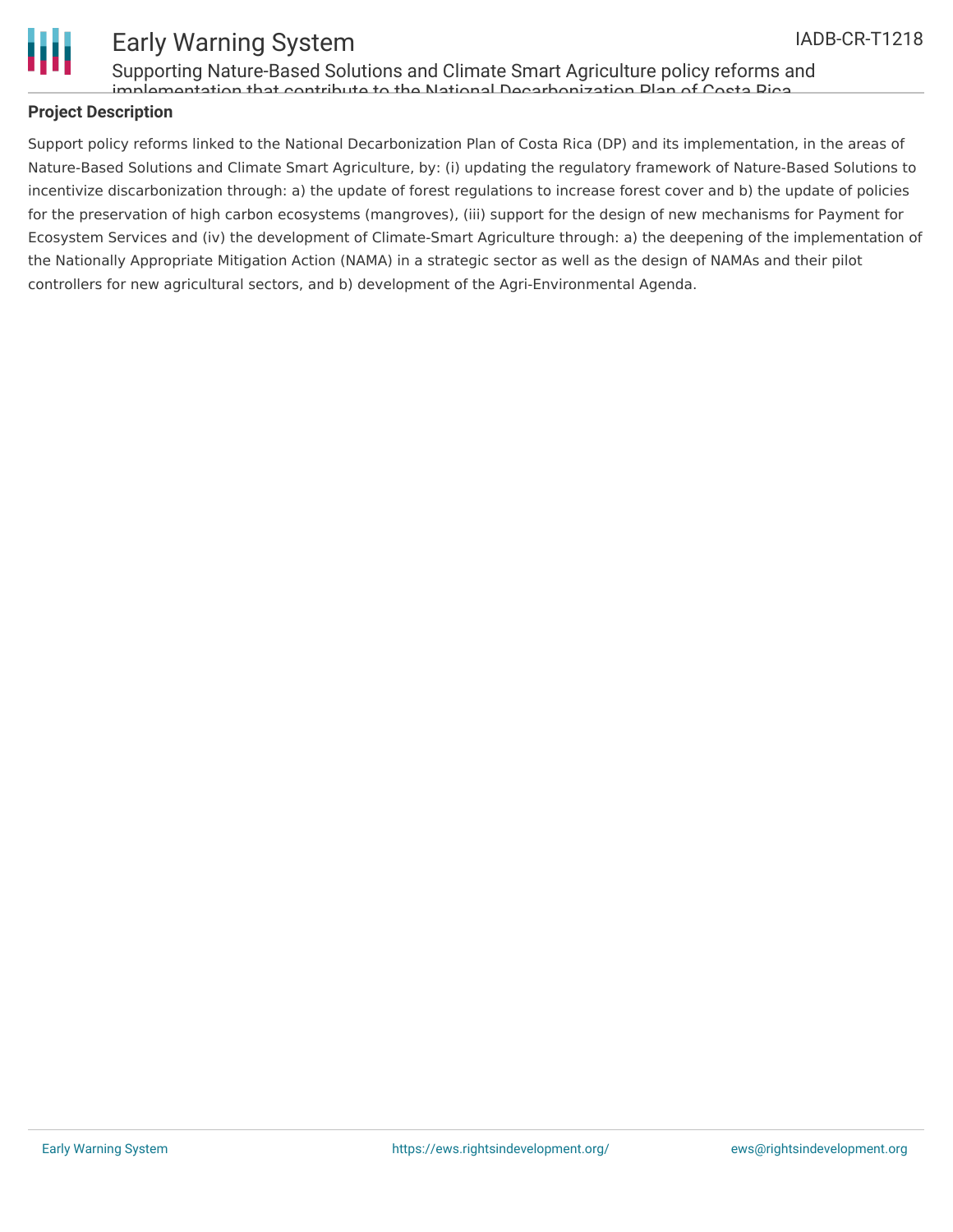## Project Description

Support policy reforms linked to the National Decarbonization Plan of Costa Rica (DP) and its implementation, in the areas of Nature-Based Solutions and Climate Smart Agriculture, by: (i) updating the regulatory framework of Nature-Based Solutions to incentivize discarbonization through: a) the update of forest regulations to increase forest cover and b) the update of policies for the preservation of high carbon ecosystems (mangroves), (iii) support for the design of new mechanisms for Payment for Ecosystem Services and (iv) the development of Climate-Smart Agriculture through: a) the deepening of the implementation of the Nationally Appropriate Mitigation Action (NAMA) in a strategic sector as well as the design of NAMAs and their pilot controllers for new agricultural sectors, and b) development of the Agri-Environmental Agenda.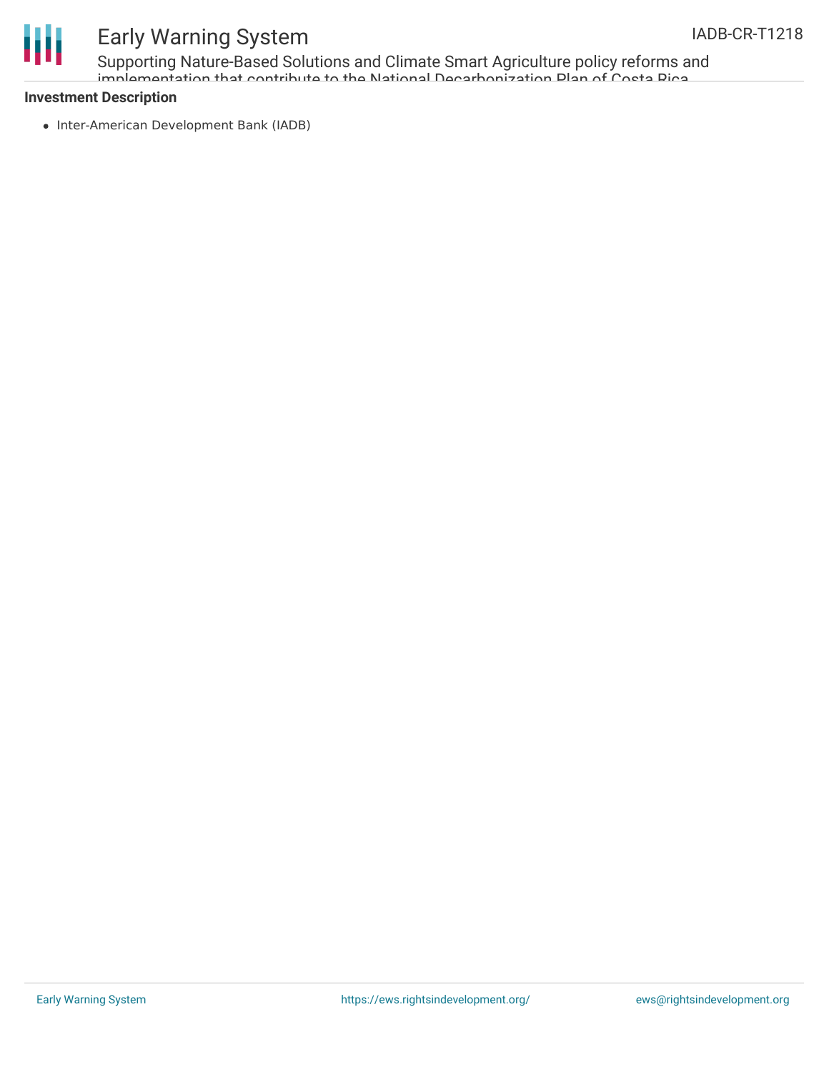**Investment Description**

- Inter-American Development Bank (IADB)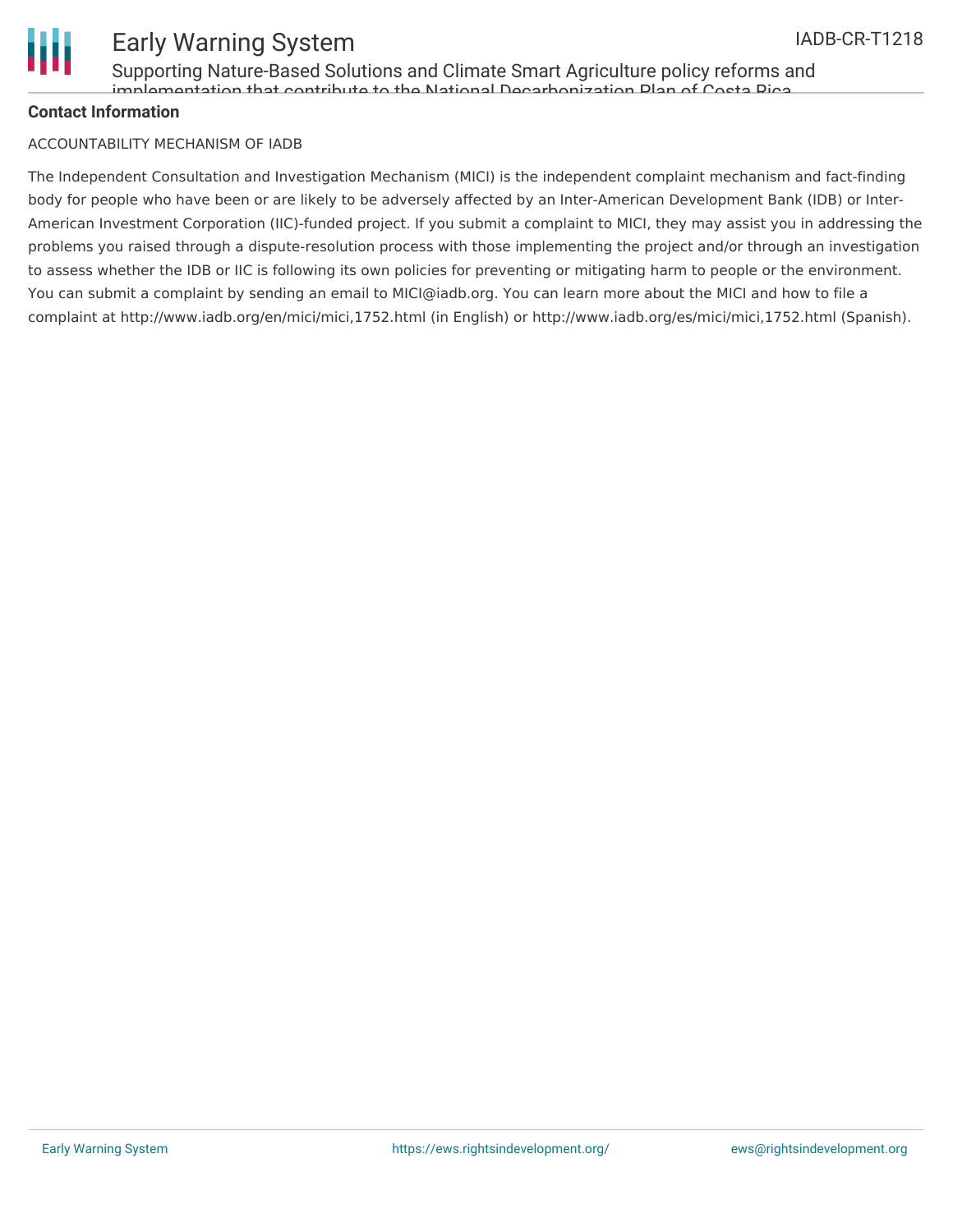**Contact Information**

ACCOUNTABILITY MECHANISM OF IADB

The Independent Consultation and Investigation Mechanism (MICI) is the independent complaint mechanism and fact-finding body for people who have been or are likely to be adversely affected by an Inter-American Development Bank (IDB) or Inter-American Investment Corporation (IIC)-funded project. If you submit a complaint to MICI, they may assist you in addressing the problems you raised through a dispute-resolution process with those implementing the project and/or through an investigation to assess whether the IDB or IIC is following its own policies for preventing or mitigating harm to people or the environment. You can submit a complaint by sending an email to MICI@iadb.org. You can learn more about the MICI and how to file a complaint at http://www.iadb.org/en/mici/mici,1752.html (in English) or http://www.iadb.org/es/mici/mici,1752.html (Spanish).